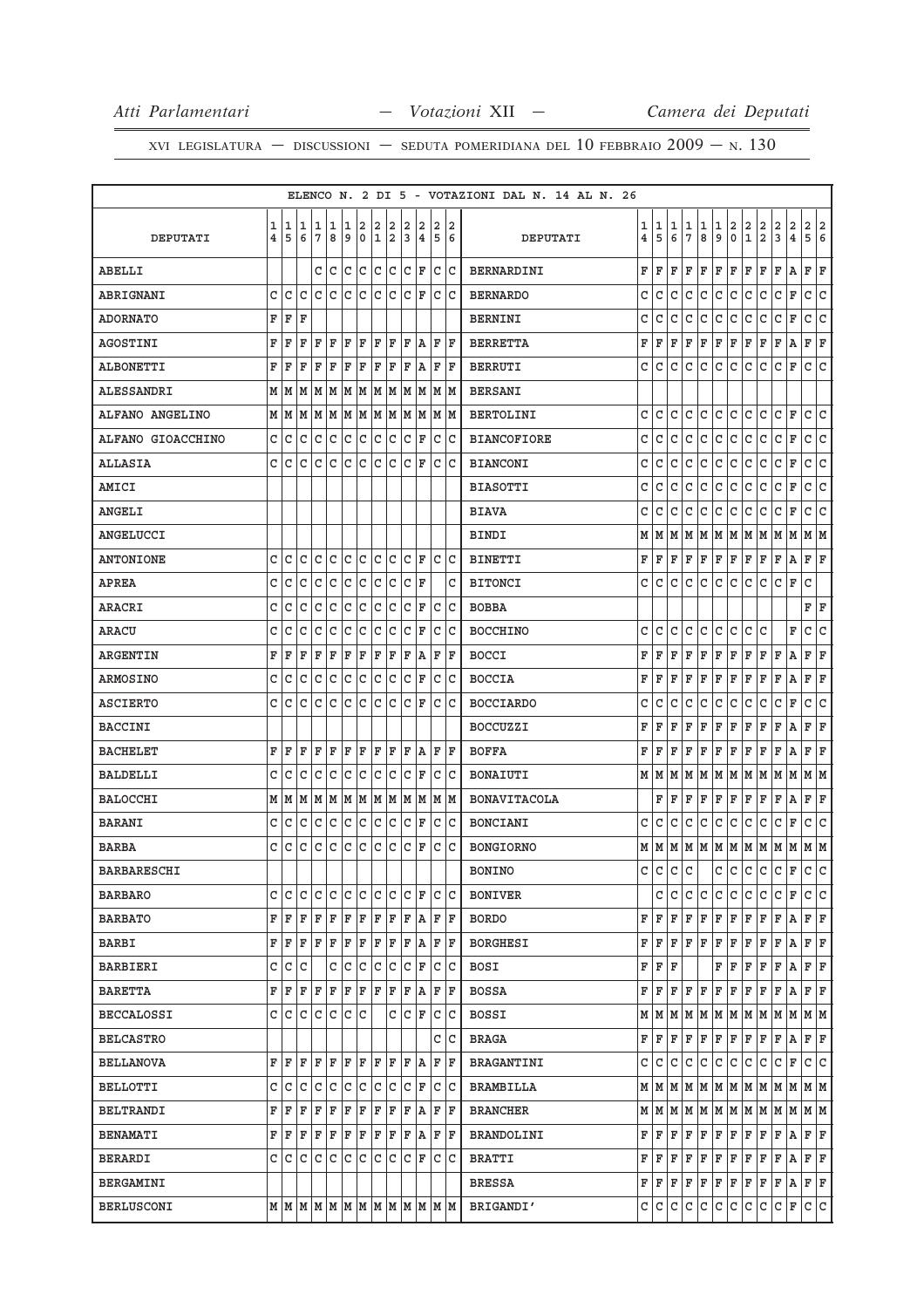XVI LEGISLATURA — DISCUSSIONI — SEDUTA POMERIDIANA DEL 10 FEBBRAIO 2009 — N. 130

ELENCO N. 2 DI 5 - VOTAZIONI DAL N. 14 AL N. 26

| DEPUTATI | 14 | 15 | 16 | 17 | 18 | 19 | 20 | 21 | 22 | 23 | 24 | 25 | 26 | DEPUTATI | 14 | 15 | 16 | 17 | 18 | 19 | 20 | 21 | 22 | 23 | 24 | 25 | 26 |
|---|---|---|---|---|---|---|---|---|---|---|---|---|---|---|---|---|---|---|---|---|---|---|---|---|---|---|---|
| ABELLI | | | | C | C | C | C | C | C | C | F | C | C | BERNARDINI | F | F | F | F | F | F | F | F | F | F | A | F | F |
| ABRIGNANI | C | C | C | C | C | C | C | C | C | C | F | C | C | BERNARDO | C | C | C | C | C | C | C | C | C | C | F | C | C |
| ADORNATO | F | F | F | | | | | | | | | | | BERNINI | C | C | C | C | C | C | C | C | C | C | F | C | C |
| AGOSTINI | F | F | F | F | F | F | F | F | F | F | A | F | F | BERRETTA | F | F | F | F | F | F | F | F | F | F | A | F | F |
| ALBONETTI | F | F | F | F | F | F | F | F | F | F | A | F | F | BERRUTI | C | C | C | C | C | C | C | C | C | C | F | C | C |
| ALESSANDRI | M | M | M | M | M | M | M | M | M | M | M | M | M | BERSANI | | | | | | | | | | | | | |
| ALFANO ANGELINO | M | M | M | M | M | M | M | M | M | M | M | M | M | BERTOLINI | C | C | C | C | C | C | C | C | C | C | F | C | C |
| ALFANO GIOACCHINO | C | C | C | C | C | C | C | C | C | C | F | C | C | BIANCOFIORE | C | C | C | C | C | C | C | C | C | C | F | C | C |
| ALLASIA | C | C | C | C | C | C | C | C | C | C | F | C | C | BIANCONI | C | C | C | C | C | C | C | C | C | C | F | C | C |
| AMICI | | | | | | | | | | | | | | BIASOTTI | C | C | C | C | C | C | C | C | C | C | F | C | C |
| ANGELI | | | | | | | | | | | | | | BIAVA | C | C | C | C | C | C | C | C | C | C | F | C | C |
| ANGELUCCI | | | | | | | | | | | | | | BINDI | M | M | M | M | M | M | M | M | M | M | M | M | M |
| ANTONIONE | C | C | C | C | C | C | C | C | C | C | F | C | C | BINETTI | F | F | F | F | F | F | F | F | F | F | A | F | F |
| APREA | C | C | C | C | C | C | C | C | C | C | F | | C | BITONCI | C | C | C | C | C | C | C | C | C | C | F | C | |
| ARACRI | C | C | C | C | C | C | C | C | C | C | F | C | C | BOBBA | | | | | | | | | | | | F | F |
| ARACU | C | C | C | C | C | C | C | C | C | C | F | C | C | BOCCHINO | C | C | C | C | C | C | C | C | C | | F | C | C |
| ARGENTIN | F | F | F | F | F | F | F | F | F | F | A | F | F | BOCCI | F | F | F | F | F | F | F | F | F | F | A | F | F |
| ARMOSINO | C | C | C | C | C | C | C | C | C | C | F | C | C | BOCCIA | F | F | F | F | F | F | F | F | F | F | A | F | F |
| ASCIERTO | C | C | C | C | C | C | C | C | C | C | F | C | C | BOCCIARDO | C | C | C | C | C | C | C | C | C | C | F | C | C |
| BACCINI | | | | | | | | | | | | | | BOCCUZZI | F | F | F | F | F | F | F | F | F | F | A | F | F |
| BACHELET | F | F | F | F | F | F | F | F | F | F | A | F | F | BOFFA | F | F | F | F | F | F | F | F | F | F | A | F | F |
| BALDELLI | C | C | C | C | C | C | C | C | C | C | F | C | C | BONAIUTI | M | M | M | M | M | M | M | M | M | M | M | M | M |
| BALOCCHI | M | M | M | M | M | M | M | M | M | M | M | M | M | BONAVITACOLA | | F | F | F | F | F | F | F | F | F | A | F | F |
| BARANI | C | C | C | C | C | C | C | C | C | C | F | C | C | BONCIANI | C | C | C | C | C | C | C | C | C | C | F | C | C |
| BARBA | C | C | C | C | C | C | C | C | C | C | F | C | C | BONGIORNO | M | M | M | M | M | M | M | M | M | M | M | M | M |
| BARBARESCHI | | | | | | | | | | | | | | BONINO | C | C | C | C | | C | C | C | C | C | F | C | C |
| BARBARO | C | C | C | C | C | C | C | C | C | C | F | C | C | BONIVER | | C | C | C | C | C | C | C | C | C | F | C | C |
| BARBATO | F | F | F | F | F | F | F | F | F | F | A | F | F | BORDO | F | F | F | F | F | F | F | F | F | F | A | F | F |
| BARBI | F | F | F | F | F | F | F | F | F | F | A | F | F | BORGHESI | F | F | F | F | F | F | F | F | F | F | A | F | F |
| BARBIERI | C | C | C | | C | C | C | C | C | C | F | C | C | BOSI | F | F | F | | | F | F | F | F | F | A | F | F |
| BARETTA | F | F | F | F | F | F | F | F | F | F | A | F | F | BOSSA | F | F | F | F | F | F | F | F | F | F | A | F | F |
| BECCALOSSI | C | C | C | C | C | C | C | | C | C | F | C | C | BOSSI | M | M | M | M | M | M | M | M | M | M | M | M | M |
| BELCASTRO | | | | | | | | | | | | C | C | BRAGA | F | F | F | F | F | F | F | F | F | F | A | F | F |
| BELLANOVA | F | F | F | F | F | F | F | F | F | F | A | F | F | BRAGANTINI | C | C | C | C | C | C | C | C | C | C | F | C | C |
| BELLOTTI | C | C | C | C | C | C | C | C | C | C | F | C | C | BRAMBILLA | M | M | M | M | M | M | M | M | M | M | M | M | M |
| BELTRANDI | F | F | F | F | F | F | F | F | F | F | A | F | F | BRANCHER | M | M | M | M | M | M | M | M | M | M | M | M | M |
| BENAMATI | F | F | F | F | F | F | F | F | F | F | A | F | F | BRANDOLINI | F | F | F | F | F | F | F | F | F | F | A | F | F |
| BERARDI | C | C | C | C | C | C | C | C | C | C | F | C | C | BRATTI | F | F | F | F | F | F | F | F | F | F | A | F | F |
| BERGAMINI | | | | | | | | | | | | | | BRESSA | F | F | F | F | F | F | F | F | F | F | A | F | F |
| BERLUSCONI | M | M | M | M | M | M | M | M | M | M | M | M | M | BRIGANDI' | C | C | C | C | C | C | C | C | C | C | F | C | C |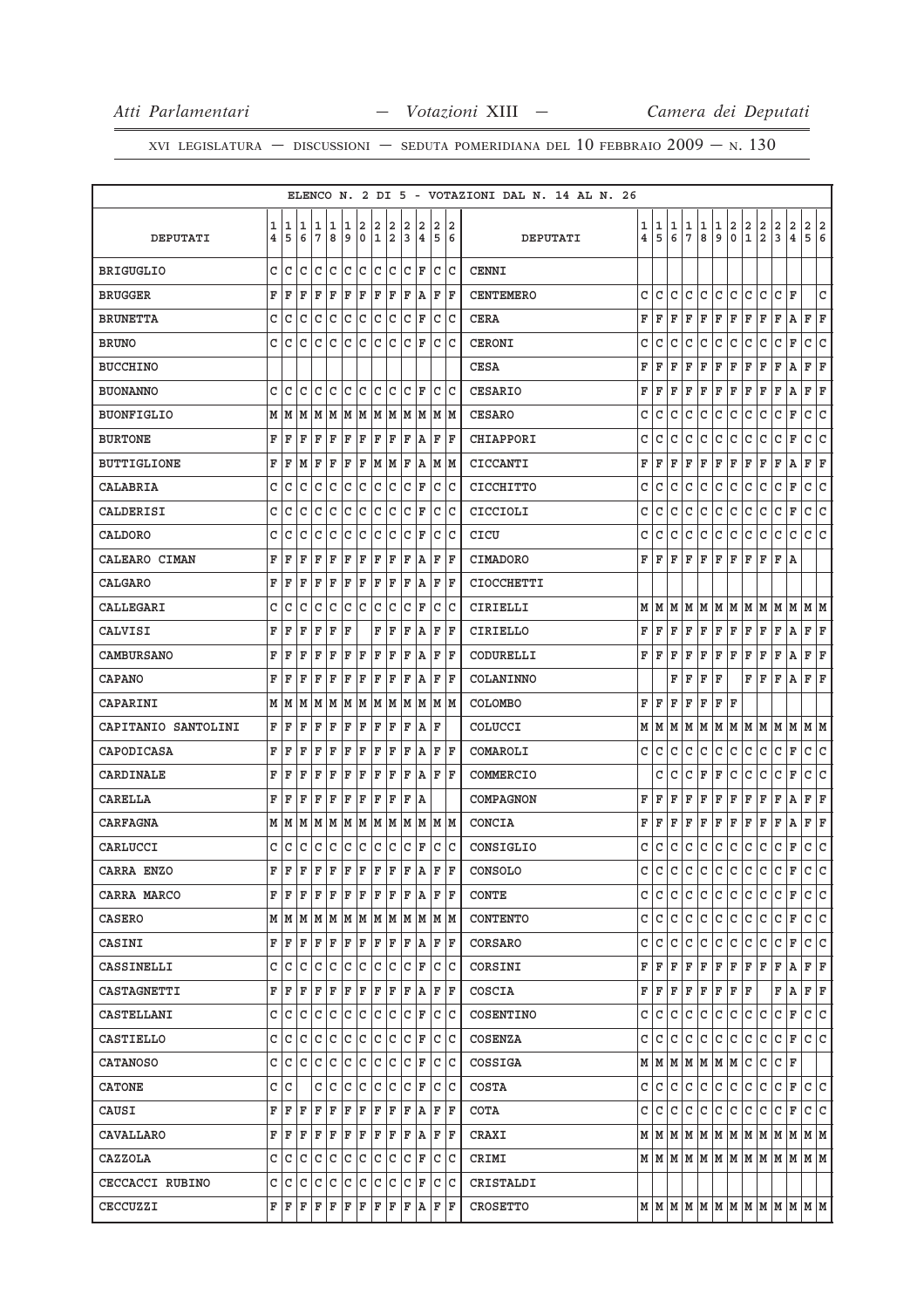XVI LEGISLATURA — DISCUSSIONI — SEDUTA POMERIDIANA DEL 10 FEBBRAIO 2009 — N. 130

ELENCO N. 2 DI 5 - VOTAZIONI DAL N. 14 AL N. 26

| DEPUTATI | 14 | 15 | 16 | 17 | 18 | 19 | 20 | 21 | 22 | 23 | 24 | 25 | 26 | DEPUTATI | 14 | 15 | 16 | 17 | 18 | 19 | 20 | 21 | 22 | 23 | 24 | 25 | 26 |
|---|---|---|---|---|---|---|---|---|---|---|---|---|---|---|---|---|---|---|---|---|---|---|---|---|---|---|---|
| BRIGUGLIO | C | C | C | C | C | C | C | C | C | C | F | C | C | CENNI | | | | | | | | | | | | | |
| BRUGGER | F | F | F | F | F | F | F | F | F | F | A | F | F | CENTEMERO | C | C | C | C | C | C | C | C | C | C | F | | C |
| BRUNETTA | C | C | C | C | C | C | C | C | C | C | F | C | C | CERA | F | F | F | F | F | F | F | F | F | F | A | F | F |
| BRUNO | C | C | C | C | C | C | C | C | C | C | F | C | C | CERONI | C | C | C | C | C | C | C | C | C | C | F | C | C |
| BUCCHINO | | | | | | | | | | | | | | CESA | F | F | F | F | F | F | F | F | F | F | A | F | F |
| BUONANNO | C | C | C | C | C | C | C | C | C | C | F | C | C | CESARIO | F | F | F | F | F | F | F | F | F | F | A | F | F |
| BUONFIGLIO | M | M | M | M | M | M | M | M | M | M | M | M | M | CESARO | C | C | C | C | C | C | C | C | C | C | F | C | C |
| BURTONE | F | F | F | F | F | F | F | F | F | F | A | F | F | CHIAPPORI | C | C | C | C | C | C | C | C | C | C | F | C | C |
| BUTTIGLIONE | F | F | M | F | F | F | F | M | M | F | A | M | M | CICCANTI | F | F | F | F | F | F | F | F | F | F | A | F | F |
| CALABRIA | C | C | C | C | C | C | C | C | C | C | F | C | C | CICCHITTO | C | C | C | C | C | C | C | C | C | C | F | C | C |
| CALDERISI | C | C | C | C | C | C | C | C | C | C | F | C | C | CICCIOLI | C | C | C | C | C | C | C | C | C | C | F | C | C |
| CALDORO | C | C | C | C | C | C | C | C | C | C | F | C | C | CICU | C | C | C | C | C | C | C | C | C | C | C | C | C |
| CALEARO CIMAN | F | F | F | F | F | F | F | F | F | F | A | F | F | CIMADORO | F | F | F | F | F | F | F | F | F | F | A | | |
| CALGARO | F | F | F | F | F | F | F | F | F | F | A | F | F | CIOCCHETTI | | | | | | | | | | | | | |
| CALLEGARI | C | C | C | C | C | C | C | C | C | C | F | C | C | CIRIELLI | M | M | M | M | M | M | M | M | M | M | M | M | M |
| CALVISI | F | F | F | F | F | F | | F | F | F | A | F | F | CIRIELLO | F | F | F | F | F | F | F | F | F | F | A | F | F |
| CAMBURSANO | F | F | F | F | F | F | F | F | F | F | A | F | F | CODURELLI | F | F | F | F | F | F | F | F | F | F | A | F | F |
| CAPANO | F | F | F | F | F | F | F | F | F | F | A | F | F | COLANINNO | | | F | F | F | F | | F | F | F | A | F | F |
| CAPARINI | M | M | M | M | M | M | M | M | M | M | M | M | M | COLOMBO | F | F | F | F | F | F | F | | | | | | |
| CAPITANIO SANTOLINI | F | F | F | F | F | F | F | F | F | F | A | F | | COLUCCI | M | M | M | M | M | M | M | M | M | M | M | M | M |
| CAPODICASA | F | F | F | F | F | F | F | F | F | F | A | F | F | COMAROLI | C | C | C | C | C | C | C | C | C | C | F | C | C |
| CARDINALE | F | F | F | F | F | F | F | F | F | F | A | F | F | COMMERCIO | | C | C | C | F | F | C | C | C | C | F | C | C |
| CARELLA | F | F | F | F | F | F | F | F | F | F | A | | | COMPAGNON | F | F | F | F | F | F | F | F | F | F | A | F | F |
| CARFAGNA | M | M | M | M | M | M | M | M | M | M | M | M | M | CONCIA | F | F | F | F | F | F | F | F | F | F | A | F | F |
| CARLUCCI | C | C | C | C | C | C | C | C | C | C | F | C | C | CONSIGLIO | C | C | C | C | C | C | C | C | C | C | F | C | C |
| CARRA ENZO | F | F | F | F | F | F | F | F | F | F | A | F | F | CONSOLO | C | C | C | C | C | C | C | C | C | C | F | C | C |
| CARRA MARCO | F | F | F | F | F | F | F | F | F | F | A | F | F | CONTE | C | C | C | C | C | C | C | C | C | C | F | C | C |
| CASERO | M | M | M | M | M | M | M | M | M | M | M | M | M | CONTENTO | C | C | C | C | C | C | C | C | C | C | F | C | C |
| CASINI | F | F | F | F | F | F | F | F | F | F | A | F | F | CORSARO | C | C | C | C | C | C | C | C | C | C | F | C | C |
| CASSINELLI | C | C | C | C | C | C | C | C | C | C | F | C | C | CORSINI | F | F | F | F | F | F | F | F | F | F | A | F | F |
| CASTAGNETTI | F | F | F | F | F | F | F | F | F | F | A | F | F | COSCIA | F | F | F | F | F | F | F | F | | F | A | F | F |
| CASTELLANI | C | C | C | C | C | C | C | C | C | C | F | C | C | COSENTINO | C | C | C | C | C | C | C | C | C | C | F | C | C |
| CASTIELLO | C | C | C | C | C | C | C | C | C | C | F | C | C | COSENZA | C | C | C | C | C | C | C | C | C | C | F | C | C |
| CATANOSO | C | C | C | C | C | C | C | C | C | C | F | C | C | COSSIGA | M | M | M | M | M | M | M | C | C | C | F | | |
| CATONE | C | C | | C | C | C | C | C | C | C | F | C | C | COSTA | C | C | C | C | C | C | C | C | C | C | F | C | C |
| CAUSI | F | F | F | F | F | F | F | F | F | F | A | F | F | COTA | C | C | C | C | C | C | C | C | C | C | F | C | C |
| CAVALLARO | F | F | F | F | F | F | F | F | F | F | A | F | F | CRAXI | M | M | M | M | M | M | M | M | M | M | M | M | M |
| CAZZOLA | C | C | C | C | C | C | C | C | C | C | F | C | C | CRIMI | M | M | M | M | M | M | M | M | M | M | M | M | M |
| CECCACCI RUBINO | C | C | C | C | C | C | C | C | C | C | F | C | C | CRISTALDI | | | | | | | | | | | | | |
| CECCUZZI | F | F | F | F | F | F | F | F | F | F | A | F | F | CROSETTO | M | M | M | M | M | M | M | M | M | M | M | M | M |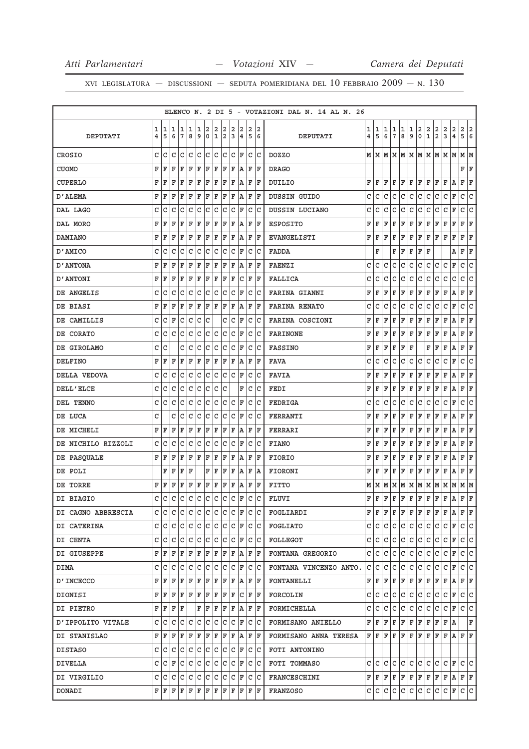ELENCO N. 2 DI 5 - VOTAZIONI DAL N. 14 AL N. 26

| DEPUTATI | 14 | 15 | 16 | 17 | 18 | 19 | 20 | 21 | 22 | 23 | 24 | 25 | 26 | DEPUTATI | 14 | 15 | 16 | 17 | 18 | 19 | 20 | 21 | 22 | 23 | 24 | 25 | 26 |
|---|---|---|---|---|---|---|---|---|---|---|---|---|---|---|---|---|---|---|---|---|---|---|---|---|---|---|---|
| CROSIO | C | C | C | C | C | C | C | C | C | C | F | C | C | DOZZO | M | M | M | M | M | M | M | M | M | M | M | M | M |
| CUOMO | F | F | F | F | F | F | F | F | F | F | A | F | F | DRAGO | | | | | | | | | | | | F | F |
| CUPERLO | F | F | F | F | F | F | F | F | F | F | A | F | F | DUILIO | F | F | F | F | F | F | F | F | F | F | A | F | F |
| D'ALEMA | F | F | F | F | F | F | F | F | F | F | A | F | F | DUSSIN GUIDO | C | C | C | C | C | C | C | C | C | C | F | C | C |
| DAL LAGO | C | C | C | C | C | C | C | C | C | C | F | C | C | DUSSIN LUCIANO | C | C | C | C | C | C | C | C | C | C | F | C | C |
| DAL MORO | F | F | F | F | F | F | F | F | F | F | A | F | F | ESPOSITO | F | F | F | F | F | F | F | F | F | F | F | F | F |
| DAMIANO | F | F | F | F | F | F | F | F | F | F | A | F | F | EVANGELISTI | F | F | F | F | F | F | F | F | F | F | F | F | F |
| D'AMICO | C | C | C | C | C | C | C | C | C | C | F | C | C | FADDA | | F | | F | F | F | F | F | | | A | F | F |
| D'ANTONA | F | F | F | F | F | F | F | F | F | F | A | F | F | FAENZI | C | C | C | C | C | C | C | C | C | C | F | C | C |
| D'ANTONI | F | F | F | F | F | F | F | F | F | F | C | F | F | FALLICA | C | C | C | C | C | C | C | C | C | C | C | C | C |
| DE ANGELIS | C | C | C | C | C | C | C | C | C | C | F | C | C | FARINA GIANNI | F | F | F | F | F | F | F | F | F | F | A | F | F |
| DE BIASI | F | F | F | F | F | F | F | F | F | F | A | F | F | FARINA RENATO | C | C | C | C | C | C | C | C | C | C | F | C | C |
| DE CAMILLIS | C | C | F | C | C | C | C | | C | C | F | C | C | FARINA COSCIONI | F | F | F | F | F | F | F | F | F | F | A | F | F |
| DE CORATO | C | C | C | C | C | C | C | C | C | C | F | C | C | FARINONE | F | F | F | F | F | F | F | F | F | F | A | F | F |
| DE GIROLAMO | C | C | | C | C | C | C | C | C | C | F | C | C | FASSINO | F | F | F | F | F | F | | F | F | F | A | F | F |
| DELFINO | F | F | F | F | F | F | F | F | F | F | A | F | F | FAVA | C | C | C | C | C | C | C | C | C | C | F | C | C |
| DELLA VEDOVA | C | C | C | C | C | C | C | C | C | C | F | C | C | FAVIA | F | F | F | F | F | F | F | F | F | F | A | F | F |
| DELL'ELCE | C | C | C | C | C | C | C | C | C | | F | C | C | FEDI | F | F | F | F | F | F | F | F | F | F | A | F | F |
| DEL TENNO | C | C | C | C | C | C | C | C | C | C | F | C | C | FEDRIGA | C | C | C | C | C | C | C | C | C | C | F | C | C |
| DE LUCA | C | | C | C | C | C | C | C | C | C | F | C | C | FERRANTI | F | F | F | F | F | F | F | F | F | F | A | F | F |
| DE MICHELI | F | F | F | F | F | F | F | F | F | F | A | F | F | FERRARI | F | F | F | F | F | F | F | F | F | F | A | F | F |
| DE NICHILO RIZZOLI | C | C | C | C | C | C | C | C | C | C | F | C | C | FIANO | F | F | F | F | F | F | F | F | F | F | A | F | F |
| DE PASQUALE | F | F | F | F | F | F | F | F | F | F | A | F | F | FIORIO | F | F | F | F | F | F | F | F | F | F | A | F | F |
| DE POLI | | F | F | F | F | | F | F | F | F | A | F | A | FIORONI | F | F | F | F | F | F | F | F | F | F | A | F | F |
| DE TORRE | F | F | F | F | F | F | F | F | F | F | A | F | F | FITTO | M | M | M | M | M | M | M | M | M | M | M | M | M |
| DI BIAGIO | C | C | C | C | C | C | C | C | C | C | F | C | C | FLUVI | F | F | F | F | F | F | F | F | F | F | A | F | F |
| DI CAGNO ABBRESCIA | C | C | C | C | C | C | C | C | C | C | F | C | C | FOGLIARDI | F | F | F | F | F | F | F | F | F | F | A | F | F |
| DI CATERINA | C | C | C | C | C | C | C | C | C | C | F | C | C | FOGLIATO | C | C | C | C | C | C | C | C | C | C | F | C | C |
| DI CENTA | C | C | C | C | C | C | C | C | C | C | F | C | C | FOLLEGOT | C | C | C | C | C | C | C | C | C | C | F | C | C |
| DI GIUSEPPE | F | F | F | F | F | F | F | F | F | F | A | F | F | FONTANA GREGORIO | C | C | C | C | C | C | C | C | C | C | F | C | C |
| DIMA | C | C | C | C | C | C | C | C | C | C | F | C | C | FONTANA VINCENZO ANTO. | C | C | C | C | C | C | C | C | C | C | F | C | C |
| D'INCECCO | F | F | F | F | F | F | F | F | F | F | A | F | F | FONTANELLI | F | F | F | F | F | F | F | F | F | F | A | F | F |
| DIONISI | F | F | F | F | F | F | F | F | F | F | C | F | F | FORCOLIN | C | C | C | C | C | C | C | C | C | C | F | C | C |
| DI PIETRO | F | F | F | F | | F | F | F | F | F | A | F | F | FORMICHELLA | C | C | C | C | C | C | C | C | C | C | F | C | C |
| D'IPPOLITO VITALE | C | C | C | C | C | C | C | C | C | C | F | C | C | FORMISANO ANIELLO | F | F | F | F | F | F | F | F | F | F | A | | F |
| DI STANISLAO | F | F | F | F | F | F | F | F | F | F | A | F | F | FORMISANO ANNA TERESA | F | F | F | F | F | F | F | F | F | F | A | F | F |
| DISTASO | C | C | C | C | C | C | C | C | C | C | F | C | C | FOTI ANTONINO | | | | | | | | | | | | | |
| DIVELLA | C | C | F | C | C | C | C | C | C | C | F | C | C | FOTI TOMMASO | C | C | C | C | C | C | C | C | C | C | F | C | C |
| DI VIRGILIO | C | C | C | C | C | C | C | C | C | C | F | C | C | FRANCESCHINI | F | F | F | F | F | F | F | F | F | F | A | F | F |
| DONADI | F | F | F | F | F | F | F | F | F | F | F | F | F | FRANZOSO | C | C | C | C | C | C | C | C | C | C | F | C | C |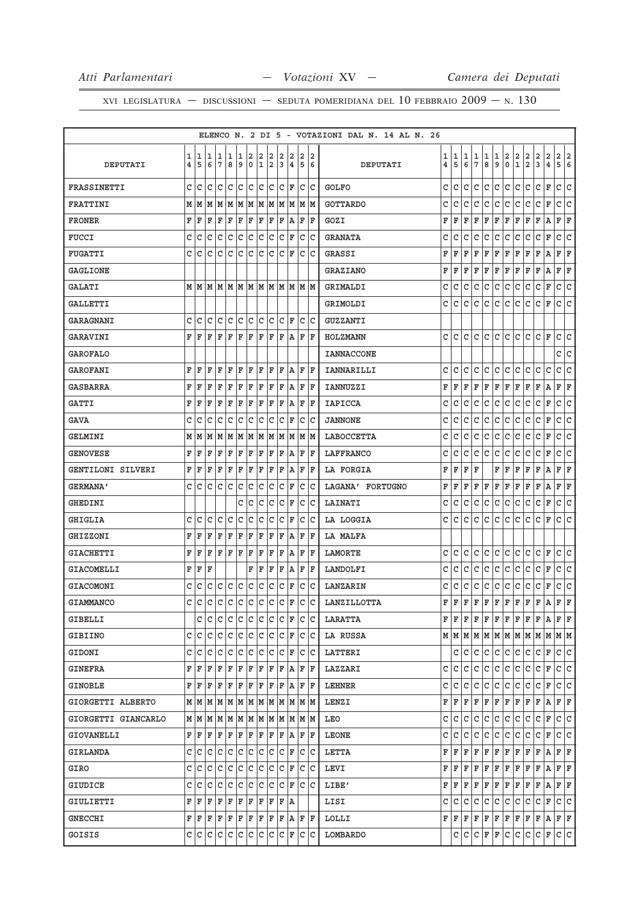XVI LEGISLATURA — DISCUSSIONI — SEDUTA POMERIDIANA DEL 10 FEBBRAIO 2009 — N. 130

ELENCO N. 2 DI 5 - VOTAZIONI DAL N. 14 AL N. 26

| DEPUTATI | 14 | 15 | 16 | 17 | 18 | 19 | 20 | 21 | 22 | 23 | 24 | 25 | 26 | DEPUTATI | 14 | 15 | 16 | 17 | 18 | 19 | 20 | 21 | 22 | 23 | 24 | 25 | 26 |
|---|---|---|---|---|---|---|---|---|---|---|---|---|---|---|---|---|---|---|---|---|---|---|---|---|---|---|---|
| FRASSINETTI | C | C | C | C | C | C | C | C | C | C | F | C | C | GOLFO | C | C | C | C | C | C | C | C | C | C | F | C | C |
| FRATTINI | M | M | M | M | M | M | M | M | M | M | M | M | M | GOTTARDO | C | C | C | C | C | C | C | C | C | C | F | C | C |
| FRONER | F | F | F | F | F | F | F | F | F | F | A | F | F | GOZI | F | F | F | F | F | F | F | F | F | F | A | F | F |
| FUCCI | C | C | C | C | C | C | C | C | C | C | F | C | C | GRANATA | C | C | C | C | C | C | C | C | C | C | F | C | C |
| FUGATTI | C | C | C | C | C | C | C | C | C | C | F | C | C | GRASSI | F | F | F | F | F | F | F | F | F | F | A | F | F |
| GAGLIONE | | | | | | | | | | | | | | GRAZIANO | F | F | F | F | F | F | F | F | F | F | A | F | F |
| GALATI | M | M | M | M | M | M | M | M | M | M | M | M | M | GRIMALDI | C | C | C | C | C | C | C | C | C | C | F | C | C |
| GALLETTI | | | | | | | | | | | | | | GRIMOLDI | C | C | C | C | C | C | C | C | C | C | F | C | C |
| GARAGNANI | C | C | C | C | C | C | C | C | C | C | F | C | C | GUZZANTI | | | | | | | | | | | | | |
| GARAVINI | F | F | F | F | F | F | F | F | F | F | A | F | F | HOLZMANN | C | C | C | C | C | C | C | C | C | C | F | C | C |
| GAROFALO | | | | | | | | | | | | | | IANNACCONE | | | | | | | | | | | | C | C |
| GAROFANI | F | F | F | F | F | F | F | F | F | F | A | F | F | IANNARILLI | C | C | C | C | C | C | C | C | C | C | C | C | C |
| GASBARRA | F | F | F | F | F | F | F | F | F | F | A | F | F | IANNUZZI | F | F | F | F | F | F | F | F | F | F | A | F | F |
| GATTI | F | F | F | F | F | F | F | F | F | F | A | F | F | IAPICCA | C | C | C | C | C | C | C | C | C | C | F | C | C |
| GAVA | C | C | C | C | C | C | C | C | C | C | F | C | C | JANNONE | C | C | C | C | C | C | C | C | C | C | F | C | C |
| GELMINI | M | M | M | M | M | M | M | M | M | M | M | M | M | LABOCCETTA | C | C | C | C | C | C | C | C | C | C | F | C | C |
| GENOVESE | F | F | F | F | F | F | F | F | F | F | A | F | F | LAFFRANCO | C | C | C | C | C | C | C | C | C | C | F | C | C |
| GENTILONI SILVERI | F | F | F | F | F | F | F | F | F | F | A | F | F | LA FORGIA | F | F | F | F | | F | F | F | F | F | A | F | F |
| GERMANA' | C | C | C | C | C | C | C | C | C | C | F | C | C | LAGANA' FORTUGNO | F | F | F | F | F | F | F | F | F | F | A | F | F |
| GHEDINI | | | | | | C | C | C | C | C | F | C | C | LAINATI | C | C | C | C | C | C | C | C | C | C | F | C | C |
| GHIGLIA | C | C | C | C | C | C | C | C | C | C | F | C | C | LA LOGGIA | C | C | C | C | C | C | C | C | C | C | F | C | C |
| GHIZZONI | F | F | F | F | F | F | F | F | F | F | A | F | F | LA MALFA | | | | | | | | | | | | | |
| GIACHETTI | F | F | F | F | F | F | F | F | F | F | A | F | F | LAMORTE | C | C | C | C | C | C | C | C | C | C | F | C | C |
| GIACOMELLI | F | F | F | | | | F | F | F | F | A | F | F | LANDOLFI | C | C | C | C | C | C | C | C | C | C | F | C | C |
| GIACOMONI | C | C | C | C | C | C | C | C | C | C | F | C | C | LANZARIN | C | C | C | C | C | C | C | C | C | C | F | C | C |
| GIAMMANCO | C | C | C | C | C | C | C | C | C | C | F | C | C | LANZILLOTTA | F | F | F | F | F | F | F | F | F | F | A | F | F |
| GIBELLI | | C | C | C | C | C | C | C | C | C | F | C | C | LARATTA | F | F | F | F | F | F | F | F | F | F | A | F | F |
| GIBIINO | C | C | C | C | C | C | C | C | C | C | F | C | C | LA RUSSA | M | M | M | M | M | M | M | M | M | M | M | M | M |
| GIDONI | C | C | C | C | C | C | C | C | C | C | F | C | C | LATTERI | | C | C | C | C | C | C | C | C | C | F | C | C |
| GINEFRA | F | F | F | F | F | F | F | F | F | F | A | F | F | LAZZARI | C | C | C | C | C | C | C | C | C | C | F | C | C |
| GINOBLE | F | F | F | F | F | F | F | F | F | F | A | F | F | LEHNER | C | C | C | C | C | C | C | C | C | C | F | C | C |
| GIORGETTI ALBERTO | M | M | M | M | M | M | M | M | M | M | M | M | M | LENZI | F | F | F | F | F | F | F | F | F | F | A | F | F |
| GIORGETTI GIANCARLO | M | M | M | M | M | M | M | M | M | M | M | M | M | LEO | C | C | C | C | C | C | C | C | C | C | F | C | C |
| GIOVANELLI | F | F | F | F | F | F | F | F | F | F | A | F | F | LEONE | C | C | C | C | C | C | C | C | C | C | F | C | C |
| GIRLANDA | C | C | C | C | C | C | C | C | C | C | F | C | C | LETTA | F | F | F | F | F | F | F | F | F | F | A | F | F |
| GIRO | C | C | C | C | C | C | C | C | C | C | F | C | C | LEVI | F | F | F | F | F | F | F | F | F | F | A | F | F |
| GIUDICE | C | C | C | C | C | C | C | C | C | C | F | C | C | LIBE' | F | F | F | F | F | F | F | F | F | F | A | F | F |
| GIULIETTI | F | F | F | F | F | F | F | F | F | F | A | | | LISI | C | C | C | C | C | C | C | C | C | C | F | C | C |
| GNECCHI | F | F | F | F | F | F | F | F | F | F | A | F | F | LOLLI | F | F | F | F | F | F | F | F | F | F | A | F | F |
| GOISIS | C | C | C | C | C | C | C | C | C | C | F | C | C | LOMBARDO | | C | C | C | F | F | C | C | C | C | F | C | C |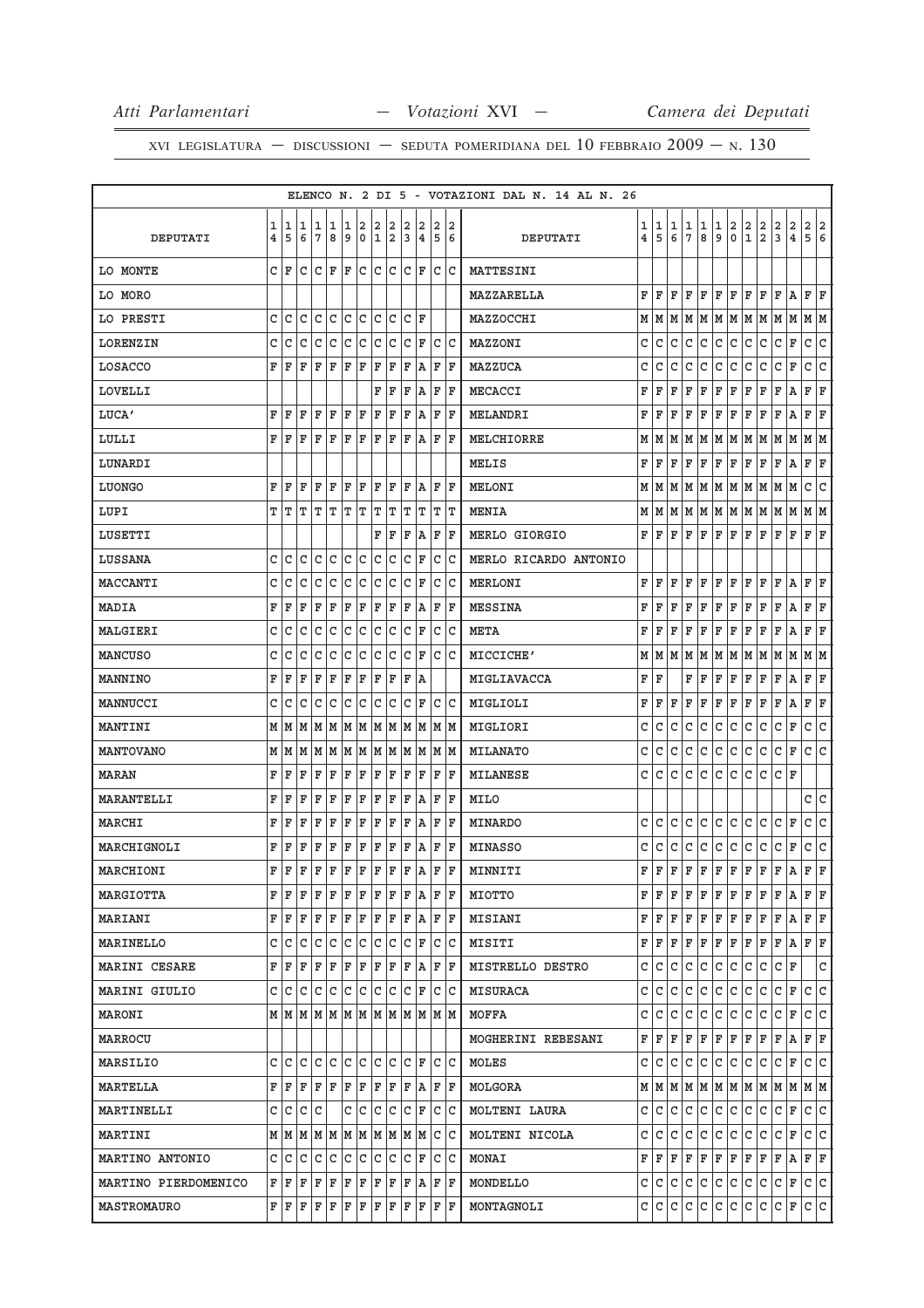ELENCO N. 2 DI 5 - VOTAZIONI DAL N. 14 AL N. 26

| DEPUTATI | 14 | 15 | 16 | 17 | 18 | 19 | 20 | 21 | 22 | 23 | 24 | 25 | 26 | DEPUTATI | 14 | 15 | 16 | 17 | 18 | 19 | 20 | 21 | 22 | 23 | 24 | 25 | 26 |
|---|---|---|---|---|---|---|---|---|---|---|---|---|---|---|---|---|---|---|---|---|---|---|---|---|---|---|---|
| LO MONTE | C | F | C | C | F | F | C | C | C | C | F | C | C | MATTESINI | | | | | | | | | | | | | |
| LO MORO | | | | | | | | | | | | | | MAZZARELLA | F | F | F | F | F | F | F | F | F | F | A | F | F |
| LO PRESTI | C | C | C | C | C | C | C | C | C | C | F | | | MAZZOCCHI | M | M | M | M | M | M | M | M | M | M | M | M | M |
| LORENZIN | C | C | C | C | C | C | C | C | C | C | F | C | C | MAZZONI | C | C | C | C | C | C | C | C | C | C | F | C | C |
| LOSACCO | F | F | F | F | F | F | F | F | F | F | A | F | F | MAZZUCA | C | C | C | C | C | C | C | C | C | C | F | C | C |
| LOVELLI | | | | | | | | F | F | F | A | F | F | MECACCI | F | F | F | F | F | F | F | F | F | F | A | F | F |
| LUCA' | F | F | F | F | F | F | F | F | F | F | A | F | F | MELANDRI | F | F | F | F | F | F | F | F | F | F | A | F | F |
| LULLI | F | F | F | F | F | F | F | F | F | F | A | F | F | MELCHIORRE | M | M | M | M | M | M | M | M | M | M | M | M | M |
| LUNARDI | | | | | | | | | | | | | | MELIS | F | F | F | F | F | F | F | F | F | F | A | F | F |
| LUONGO | F | F | F | F | F | F | F | F | F | F | A | F | F | MELONI | M | M | M | M | M | M | M | M | M | M | M | C | C |
| LUPI | T | T | T | T | T | T | T | T | T | T | T | T | T | MENIA | M | M | M | M | M | M | M | M | M | M | M | M | M |
| LUSETTI | | | | | | | | F | F | F | A | F | F | MERLO GIORGIO | F | F | F | F | F | F | F | F | F | F | F | F | F |
| LUSSANA | C | C | C | C | C | C | C | C | C | C | F | C | C | MERLO RICARDO ANTONIO | | | | | | | | | | | | | |
| MACCANTI | C | C | C | C | C | C | C | C | C | C | F | C | C | MERLONI | F | F | F | F | F | F | F | F | F | F | A | F | F |
| MADIA | F | F | F | F | F | F | F | F | F | F | A | F | F | MESSINA | F | F | F | F | F | F | F | F | F | F | A | F | F |
| MALGIERI | C | C | C | C | C | C | C | C | C | C | F | C | C | META | F | F | F | F | F | F | F | F | F | F | A | F | F |
| MANCUSO | C | C | C | C | C | C | C | C | C | C | F | C | C | MICCICHE' | M | M | M | M | M | M | M | M | M | M | M | M | M |
| MANNINO | F | F | F | F | F | F | F | F | F | F | A | | | MIGLIAVACCA | F | F | | F | F | F | F | F | F | F | A | F | F |
| MANNUCCI | C | C | C | C | C | C | C | C | C | C | F | C | C | MIGLIOLI | F | F | F | F | F | F | F | F | F | F | A | F | F |
| MANTINI | M | M | M | M | M | M | M | M | M | M | M | M | M | MIGLIORI | C | C | C | C | C | C | C | C | C | C | F | C | C |
| MANTOVANO | M | M | M | M | M | M | M | M | M | M | M | M | M | MILANATO | C | C | C | C | C | C | C | C | C | C | F | C | C |
| MARAN | F | F | F | F | F | F | F | F | F | F | F | F | F | MILANESE | C | C | C | C | C | C | C | C | C | C | F | | |
| MARANTELLI | F | F | F | F | F | F | F | F | F | F | A | F | F | MILO | | | | | | | | | | | | C | C |
| MARCHI | F | F | F | F | F | F | F | F | F | F | A | F | F | MINARDO | C | C | C | C | C | C | C | C | C | C | F | C | C |
| MARCHIGNOLI | F | F | F | F | F | F | F | F | F | F | A | F | F | MINASSO | C | C | C | C | C | C | C | C | C | C | F | C | C |
| MARCHIONI | F | F | F | F | F | F | F | F | F | F | A | F | F | MINNITI | F | F | F | F | F | F | F | F | F | F | A | F | F |
| MARGIOTTA | F | F | F | F | F | F | F | F | F | F | A | F | F | MIOTTO | F | F | F | F | F | F | F | F | F | F | A | F | F |
| MARIANI | F | F | F | F | F | F | F | F | F | F | A | F | F | MISIANI | F | F | F | F | F | F | F | F | F | F | A | F | F |
| MARINELLO | C | C | C | C | C | C | C | C | C | C | F | C | C | MISITI | F | F | F | F | F | F | F | F | F | F | A | F | F |
| MARINI CESARE | F | F | F | F | F | F | F | F | F | F | A | F | F | MISTRELLO DESTRO | C | C | C | C | C | C | C | C | C | C | F | | C |
| MARINI GIULIO | C | C | C | C | C | C | C | C | C | C | F | C | C | MISURACA | C | C | C | C | C | C | C | C | C | C | F | C | C |
| MARONI | M | M | M | M | M | M | M | M | M | M | M | M | M | MOFFA | C | C | C | C | C | C | C | C | C | C | F | C | C |
| MARROCU | | | | | | | | | | | | | | MOGHERINI REBESANI | F | F | F | F | F | F | F | F | F | F | A | F | F |
| MARSILIO | C | C | C | C | C | C | C | C | C | C | F | C | C | MOLES | C | C | C | C | C | C | C | C | C | C | F | C | C |
| MARTELLA | F | F | F | F | F | F | F | F | F | F | A | F | F | MOLGORA | M | M | M | M | M | M | M | M | M | M | M | M | M |
| MARTINELLI | C | C | C | C | | C | C | C | C | C | F | C | C | MOLTENI LAURA | C | C | C | C | C | C | C | C | C | C | F | C | C |
| MARTINI | M | M | M | M | M | M | M | M | M | M | M | C | C | MOLTENI NICOLA | C | C | C | C | C | C | C | C | C | C | F | C | C |
| MARTINO ANTONIO | C | C | C | C | C | C | C | C | C | C | F | C | C | MONAI | F | F | F | F | F | F | F | F | F | F | A | F | F |
| MARTINO PIERDOMENICO | F | F | F | F | F | F | F | F | F | F | A | F | F | MONDELLO | C | C | C | C | C | C | C | C | C | C | F | C | C |
| MASTROMAURO | F | F | F | F | F | F | F | F | F | F | F | F | F | MONTAGNOLI | C | C | C | C | C | C | C | C | C | C | F | C | C |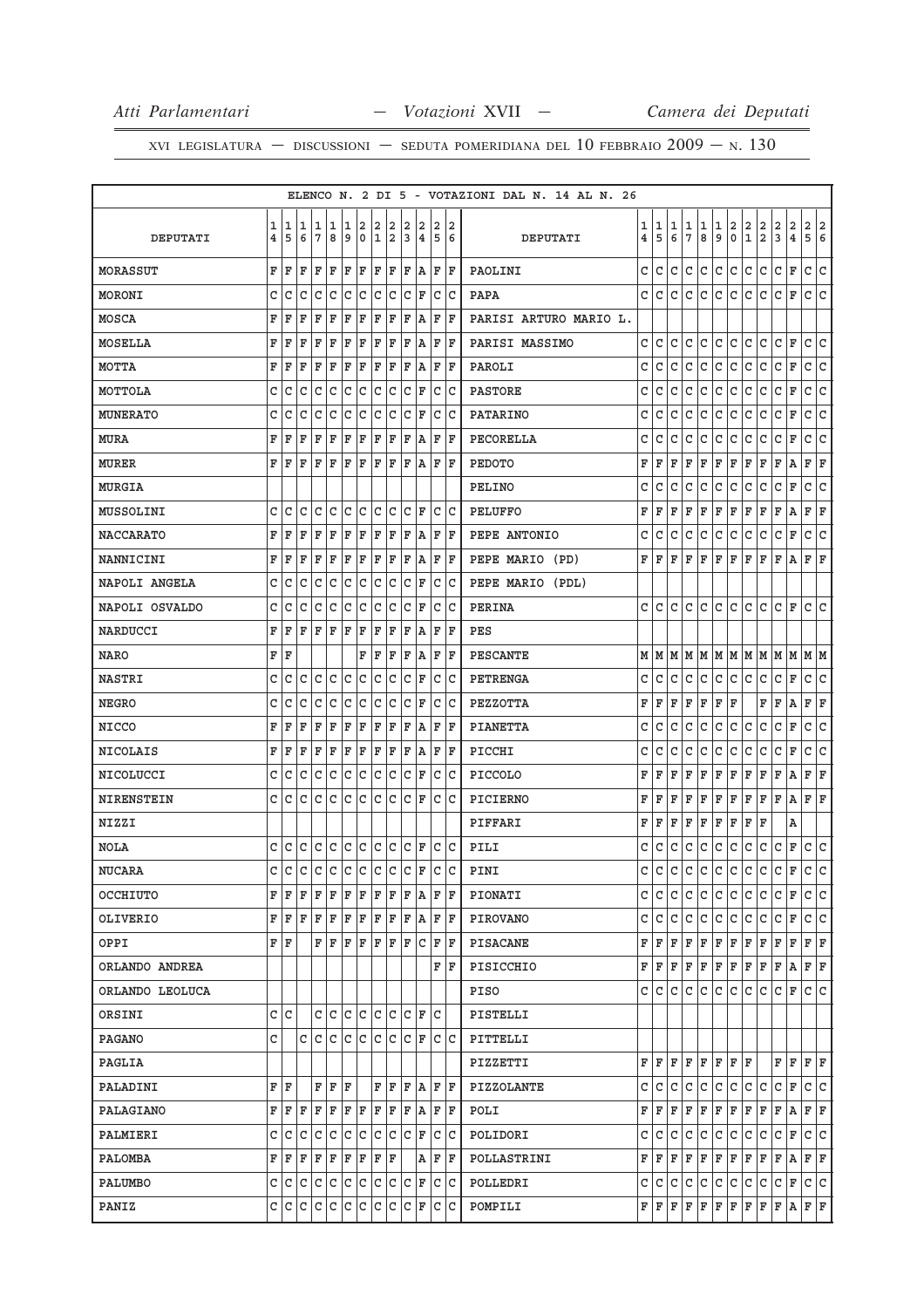ELENCO N. 2 DI 5 - VOTAZIONI DAL N. 14 AL N. 26

| DEPUTATI | 14 | 15 | 16 | 17 | 18 | 19 | 20 | 21 | 22 | 23 | 24 | 25 | 26 | DEPUTATI | 14 | 15 | 16 | 17 | 18 | 19 | 20 | 21 | 22 | 23 | 24 | 25 | 26 |
|---|---|---|---|---|---|---|---|---|---|---|---|---|---|---|---|---|---|---|---|---|---|---|---|---|---|---|---|
| MORASSUT | F | F | F | F | F | F | F | F | F | F | A | F | F | PAOLINI | C | C | C | C | C | C | C | C | C | C | F | C | C |
| MORONI | C | C | C | C | C | C | C | C | C | C | F | C | C | PAPA | C | C | C | C | C | C | C | C | C | C | F | C | C |
| MOSCA | F | F | F | F | F | F | F | F | F | F | A | F | F | PARISI ARTURO MARIO L. | | | | | | | | | | | | | |
| MOSELLA | F | F | F | F | F | F | F | F | F | F | A | F | F | PARISI MASSIMO | C | C | C | C | C | C | C | C | C | C | F | C | C |
| MOTTA | F | F | F | F | F | F | F | F | F | F | A | F | F | PAROLI | C | C | C | C | C | C | C | C | C | C | F | C | C |
| MOTTOLA | C | C | C | C | C | C | C | C | C | C | F | C | C | PASTORE | C | C | C | C | C | C | C | C | C | C | F | C | C |
| MUNERATO | C | C | C | C | C | C | C | C | C | C | F | C | C | PATARINO | C | C | C | C | C | C | C | C | C | C | F | C | C |
| MURA | F | F | F | F | F | F | F | F | F | F | A | F | F | PECORELLA | C | C | C | C | C | C | C | C | C | C | F | C | C |
| MURER | F | F | F | F | F | F | F | F | F | F | A | F | F | PEDOTO | F | F | F | F | F | F | F | F | F | F | A | F | F |
| MURGIA | | | | | | | | | | | | | | PELINO | C | C | C | C | C | C | C | C | C | C | F | C | C |
| MUSSOLINI | C | C | C | C | C | C | C | C | C | C | F | C | C | PELUFFO | F | F | F | F | F | F | F | F | F | F | A | F | F |
| NACCARATO | F | F | F | F | F | F | F | F | F | F | A | F | F | PEPE ANTONIO | C | C | C | C | C | C | C | C | C | C | F | C | C |
| NANNICINI | F | F | F | F | F | F | F | F | F | F | A | F | F | PEPE MARIO (PD) | F | F | F | F | F | F | F | F | F | F | A | F | F |
| NAPOLI ANGELA | C | C | C | C | C | C | C | C | C | C | F | C | C | PEPE MARIO (PDL) | | | | | | | | | | | | | |
| NAPOLI OSVALDO | C | C | C | C | C | C | C | C | C | C | F | C | C | PERINA | C | C | C | C | C | C | C | C | C | C | F | C | C |
| NARDUCCI | F | F | F | F | F | F | F | F | F | F | A | F | F | PES | | | | | | | | | | | | | |
| NARO | F | F | | | | | F | F | F | F | A | F | F | PESCANTE | M | M | M | M | M | M | M | M | M | M | M | M | M |
| NASTRI | C | C | C | C | C | C | C | C | C | C | F | C | C | PETRENGA | C | C | C | C | C | C | C | C | C | C | F | C | C |
| NEGRO | C | C | C | C | C | C | C | C | C | C | F | C | C | PEZZOTTA | F | F | F | F | F | F | F | | F | F | A | F | F |
| NICCO | F | F | F | F | F | F | F | F | F | F | A | F | F | PIANETTA | C | C | C | C | C | C | C | C | C | C | F | C | C |
| NICOLAIS | F | F | F | F | F | F | F | F | F | F | A | F | F | PICCHI | C | C | C | C | C | C | C | C | C | C | F | C | C |
| NICOLUCCI | C | C | C | C | C | C | C | C | C | C | F | C | C | PICCOLO | F | F | F | F | F | F | F | F | F | F | A | F | F |
| NIRENSTEIN | C | C | C | C | C | C | C | C | C | C | F | C | C | PICIERNO | F | F | F | F | F | F | F | F | F | F | A | F | F |
| NIZZI | | | | | | | | | | | | | | PIFFARI | F | F | F | F | F | F | F | F | F | | A | | |
| NOLA | C | C | C | C | C | C | C | C | C | C | F | C | C | PILI | C | C | C | C | C | C | C | C | C | C | F | C | C |
| NUCARA | C | C | C | C | C | C | C | C | C | C | F | C | C | PINI | C | C | C | C | C | C | C | C | C | C | F | C | C |
| OCCHIUTO | F | F | F | F | F | F | F | F | F | F | A | F | F | PIONATI | C | C | C | C | C | C | C | C | C | C | F | C | C |
| OLIVERIO | F | F | F | F | F | F | F | F | F | F | A | F | F | PIROVANO | C | C | C | C | C | C | C | C | C | C | F | C | C |
| OPPI | F | F | | F | F | F | F | F | F | F | C | F | F | PISACANE | F | F | F | F | F | F | F | F | F | F | F | F | F |
| ORLANDO ANDREA | | | | | | | | | | | | F | F | PISICCHIO | F | F | F | F | F | F | F | F | F | F | A | F | F |
| ORLANDO LEOLUCA | | | | | | | | | | | | | | PISO | C | C | C | C | C | C | C | C | C | C | F | C | C |
| ORSINI | C | C | | C | C | C | C | C | C | C | F | C | | PISTELLI | | | | | | | | | | | | | |
| PAGANO | C | | C | C | C | C | C | C | C | C | F | C | C | PITTELLI | | | | | | | | | | | | | |
| PAGLIA | | | | | | | | | | | | | | PIZZETTI | F | F | F | F | F | F | F | F | | F | F | F | F |
| PALADINI | F | F | | F | F | F | | F | F | F | A | F | F | PIZZOLANTE | C | C | C | C | C | C | C | C | C | C | F | C | C |
| PALAGIANO | F | F | F | F | F | F | F | F | F | F | A | F | F | POLI | F | F | F | F | F | F | F | F | F | F | A | F | F |
| PALMIERI | C | C | C | C | C | C | C | C | C | C | F | C | C | POLIDORI | C | C | C | C | C | C | C | C | C | C | F | C | C |
| PALOMBA | F | F | F | F | F | F | F | F | F | | A | F | F | POLLASTRINI | F | F | F | F | F | F | F | F | F | F | A | F | F |
| PALUMBO | C | C | C | C | C | C | C | C | C | C | F | C | C | POLLEDRI | C | C | C | C | C | C | C | C | C | C | F | C | C |
| PANIZ | C | C | C | C | C | C | C | C | C | C | F | C | C | POMPILI | F | F | F | F | F | F | F | F | F | F | A | F | F |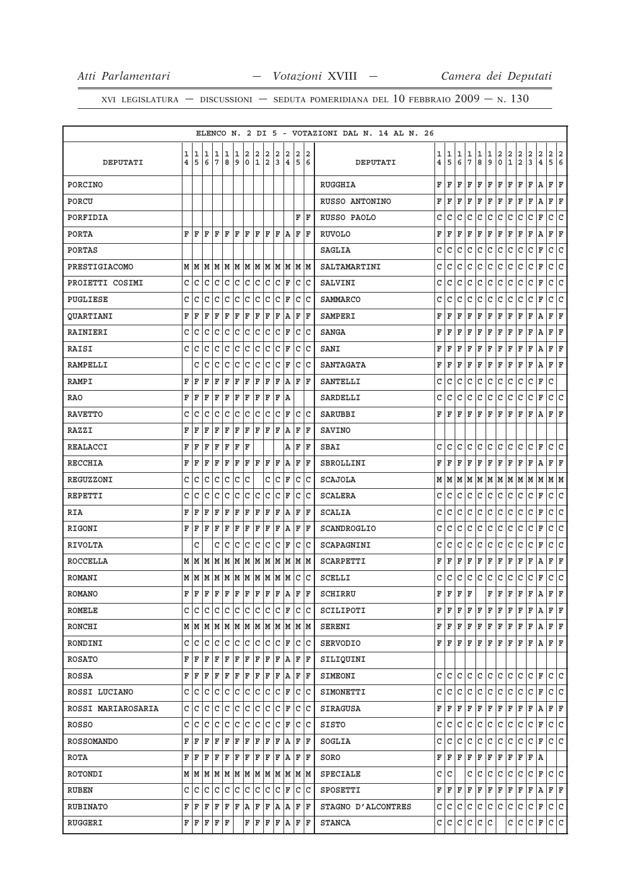ELENCO N. 2 DI 5 - VOTAZIONI DAL N. 14 AL N. 26

| DEPUTATI | 14 | 15 | 16 | 17 | 18 | 19 | 20 | 21 | 22 | 23 | 24 | 25 | 26 | DEPUTATI | 14 | 15 | 16 | 17 | 18 | 19 | 20 | 21 | 22 | 23 | 24 | 25 | 26 |
|---|---|---|---|---|---|---|---|---|---|---|---|---|---|---|---|---|---|---|---|---|---|---|---|---|---|---|---|
| PORCINO | | | | | | | | | | | | | | RUGGHIA | F | F | F | F | F | F | F | F | F | F | A | F | F |
| PORCU | | | | | | | | | | | | | | RUSSO ANTONINO | F | F | F | F | F | F | F | F | F | F | A | F | F |
| PORFIDIA | | | | | | | | | | | | F | F | RUSSO PAOLO | C | C | C | C | C | C | C | C | C | C | F | C | C |
| PORTA | F | F | F | F | F | F | F | F | F | F | A | F | F | RUVOLO | F | F | F | F | F | F | F | F | F | F | A | F | F |
| PORTAS | | | | | | | | | | | | | | SAGLIA | C | C | C | C | C | C | C | C | C | C | F | C | C |
| PRESTIGIACOMO | M | M | M | M | M | M | M | M | M | M | M | M | M | SALTAMARTINI | C | C | C | C | C | C | C | C | C | C | F | C | C |
| PROIETTI COSIMI | C | C | C | C | C | C | C | C | C | C | F | C | C | SALVINI | C | C | C | C | C | C | C | C | C | C | F | C | C |
| PUGLIESE | C | C | C | C | C | C | C | C | C | C | F | C | C | SAMMARCO | C | C | C | C | C | C | C | C | C | C | F | C | C |
| QUARTIANI | F | F | F | F | F | F | F | F | F | F | A | F | F | SAMPERI | F | F | F | F | F | F | F | F | F | F | A | F | F |
| RAINIERI | C | C | C | C | C | C | C | C | C | C | F | C | C | SANGA | F | F | F | F | F | F | F | F | F | F | A | F | F |
| RAISI | C | C | C | C | C | C | C | C | C | C | F | C | C | SANI | F | F | F | F | F | F | F | F | F | F | A | F | F |
| RAMPELLI | | C | C | C | C | C | C | C | C | C | F | C | C | SANTAGATA | F | F | F | F | F | F | F | F | F | F | A | F | F |
| RAMPI | F | F | F | F | F | F | F | F | F | F | A | F | F | SANTELLI | C | C | C | C | C | C | C | C | C | C | F | C | |
| RAO | F | F | F | F | F | F | F | F | F | F | A | | | SARDELLI | C | C | C | C | C | C | C | C | C | C | F | C | C |
| RAVETTO | C | C | C | C | C | C | C | C | C | C | F | C | C | SARUBBI | F | F | F | F | F | F | F | F | F | F | A | F | F |
| RAZZI | F | F | F | F | F | F | F | F | F | F | A | F | F | SAVINO | | | | | | | | | | | | | |
| REALACCI | F | F | F | F | F | F | F | | | | A | F | F | SBAI | C | C | C | C | C | C | C | C | C | C | F | C | C |
| RECCHIA | F | F | F | F | F | F | F | F | F | F | A | F | F | SBROLLINI | F | F | F | F | F | F | F | F | F | F | A | F | F |
| REGUZZONI | C | C | C | C | C | C | C | | C | C | F | C | C | SCAJOLA | M | M | M | M | M | M | M | M | M | M | M | M | M |
| REPETTI | C | C | C | C | C | C | C | C | C | C | F | C | C | SCALERA | C | C | C | C | C | C | C | C | C | C | F | C | C |
| RIA | F | F | F | F | F | F | F | F | F | F | A | F | F | SCALIA | C | C | C | C | C | C | C | C | C | C | F | C | C |
| RIGONI | F | F | F | F | F | F | F | F | F | F | A | F | F | SCANDROGLIO | C | C | C | C | C | C | C | C | C | C | F | C | C |
| RIVOLTA | | C | | C | C | C | C | C | C | C | F | C | C | SCAPAGNINI | C | C | C | C | C | C | C | C | C | C | F | C | C |
| ROCCELLA | M | M | M | M | M | M | M | M | M | M | M | M | M | SCARPETTI | F | F | F | F | F | F | F | F | F | F | A | F | F |
| ROMANI | M | M | M | M | M | M | M | M | M | M | M | C | C | SCELLI | C | C | C | C | C | C | C | C | C | C | F | C | C |
| ROMANO | F | F | F | F | F | F | F | F | F | F | A | F | F | SCHIRRU | F | F | F | F | | F | F | F | F | F | A | F | F |
| ROMELE | C | C | C | C | C | C | C | C | C | C | F | C | C | SCILIPOTI | F | F | F | F | F | F | F | F | F | F | A | F | F |
| RONCHI | M | M | M | M | M | M | M | M | M | M | M | M | M | SERENI | F | F | F | F | F | F | F | F | F | F | A | F | F |
| RONDINI | C | C | C | C | C | C | C | C | C | C | F | C | C | SERVODIO | F | F | F | F | F | F | F | F | F | F | A | F | F |
| ROSATO | F | F | F | F | F | F | F | F | F | F | A | F | F | SILIQUINI | | | | | | | | | | | | | |
| ROSSA | F | F | F | F | F | F | F | F | F | F | A | F | F | SIMEONI | C | C | C | C | C | C | C | C | C | C | F | C | C |
| ROSSI LUCIANO | C | C | C | C | C | C | C | C | C | C | F | C | C | SIMONETTI | C | C | C | C | C | C | C | C | C | C | F | C | C |
| ROSSI MARIAROSARIA | C | C | C | C | C | C | C | C | C | C | F | C | C | SIRAGUSA | F | F | F | F | F | F | F | F | F | F | A | F | F |
| ROSSO | C | C | C | C | C | C | C | C | C | C | F | C | C | SISTO | C | C | C | C | C | C | C | C | C | C | F | C | C |
| ROSSOMANDO | F | F | F | F | F | F | F | F | F | F | A | F | F | SOGLIA | C | C | C | C | C | C | C | C | C | C | F | C | C |
| ROTA | F | F | F | F | F | F | F | F | F | F | A | F | F | SORO | F | F | F | F | F | F | F | F | F | F | A | | |
| ROTONDI | M | M | M | M | M | M | M | M | M | M | M | M | M | SPECIALE | C | C | | C | C | C | C | C | C | C | F | C | C |
| RUBEN | C | C | C | C | C | C | C | C | C | C | F | C | C | SPOSETTI | F | F | F | F | F | F | F | F | F | F | A | F | F |
| RUBINATO | F | F | F | F | F | F | A | F | F | A | A | F | F | STAGNO D'ALCONTRES | C | C | C | C | C | C | C | C | C | C | F | C | C |
| RUGGERI | F | F | F | F | F | | F | F | F | F | A | F | F | STANCA | C | C | C | C | C | C | | C | C | C | F | C | C |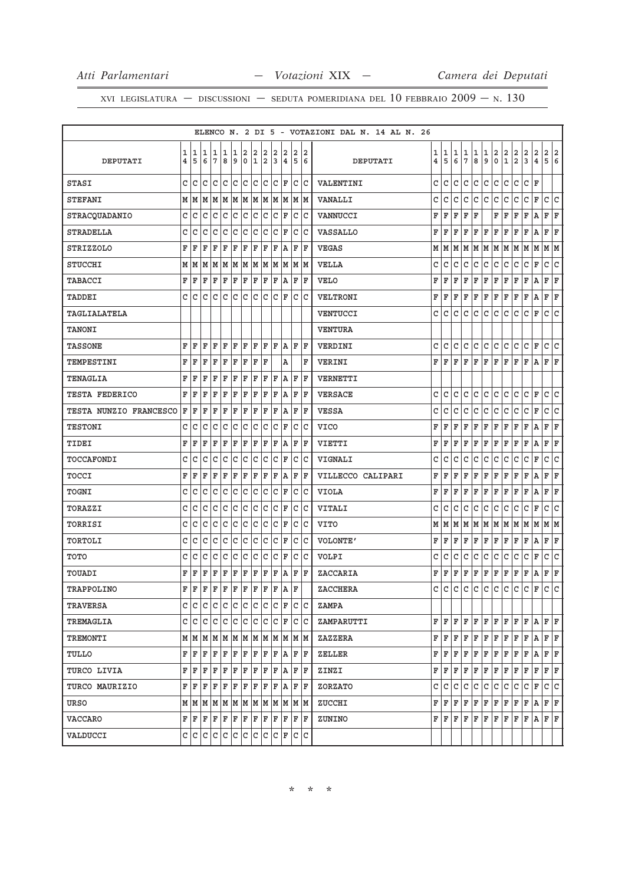XVI LEGISLATURA — DISCUSSIONI — SEDUTA POMERIDIANA DEL 10 FEBBRAIO 2009 — N. 130

ELENCO N. 2 DI 5 - VOTAZIONI DAL N. 14 AL N. 26

| DEPUTATI | 14 | 15 | 16 | 17 | 18 | 19 | 20 | 21 | 22 | 23 | 24 | 25 | 26 | DEPUTATI | 14 | 15 | 16 | 17 | 18 | 19 | 20 | 21 | 22 | 23 | 24 | 25 | 26 |
|---|---|---|---|---|---|---|---|---|---|---|---|---|---|---|---|---|---|---|---|---|---|---|---|---|---|---|---|
| STASI | C | C | C | C | C | C | C | C | C | C | F | C | C | VALENTINI | C | C | C | C | C | C | C | C | C | C | F | | |
| STEFANI | M | M | M | M | M | M | M | M | M | M | M | M | M | VANALLI | C | C | C | C | C | C | C | C | C | C | F | C | C |
| STRACQUADANIO | C | C | C | C | C | C | C | C | C | C | F | C | C | VANNUCCI | F | F | F | F | F | | F | F | F | F | A | F | F |
| STRADELLA | C | C | C | C | C | C | C | C | C | C | F | C | C | VASSALLO | F | F | F | F | F | F | F | F | F | F | A | F | F |
| STRIZZOLO | F | F | F | F | F | F | F | F | F | F | A | F | F | VEGAS | M | M | M | M | M | M | M | M | M | M | M | M | M |
| STUCCHI | M | M | M | M | M | M | M | M | M | M | M | M | M | VELLA | C | C | C | C | C | C | C | C | C | C | F | C | C |
| TABACCI | F | F | F | F | F | F | F | F | F | F | A | F | F | VELO | F | F | F | F | F | F | F | F | F | F | A | F | F |
| TADDEI | C | C | C | C | C | C | C | C | C | C | F | C | C | VELTRONI | F | F | F | F | F | F | F | F | F | F | A | F | F |
| TAGLIALATELA | | | | | | | | | | | | | | VENTUCCI | C | C | C | C | C | C | C | C | C | C | F | C | C |
| TANONI | | | | | | | | | | | | | | VENTURA | | | | | | | | | | | | | |
| TASSONE | F | F | F | F | F | F | F | F | F | F | A | F | F | VERDINI | C | C | C | C | C | C | C | C | C | C | F | C | C |
| TEMPESTINI | F | F | F | F | F | F | F | F | F | | A | | F | VERINI | F | F | F | F | F | F | F | F | F | F | A | F | F |
| TENAGLIA | F | F | F | F | F | F | F | F | F | F | A | F | F | VERNETTI | | | | | | | | | | | | | |
| TESTA FEDERICO | F | F | F | F | F | F | F | F | F | F | A | F | F | VERSACE | C | C | C | C | C | C | C | C | C | C | F | C | C |
| TESTA NUNZIO FRANCESCO | F | F | F | F | F | F | F | F | F | F | A | F | F | VESSA | C | C | C | C | C | C | C | C | C | C | F | C | C |
| TESTONI | C | C | C | C | C | C | C | C | C | C | F | C | C | VICO | F | F | F | F | F | F | F | F | F | F | A | F | F |
| TIDEI | F | F | F | F | F | F | F | F | F | F | A | F | F | VIETTI | F | F | F | F | F | F | F | F | F | F | A | F | F |
| TOCCAFONDI | C | C | C | C | C | C | C | C | C | C | F | C | C | VIGNALI | C | C | C | C | C | C | C | C | C | C | F | C | C |
| TOCCI | F | F | F | F | F | F | F | F | F | F | A | F | F | VILLECCO CALIPARI | F | F | F | F | F | F | F | F | F | F | A | F | F |
| TOGNI | C | C | C | C | C | C | C | C | C | C | F | C | C | VIOLA | F | F | F | F | F | F | F | F | F | F | A | F | F |
| TORAZZI | C | C | C | C | C | C | C | C | C | C | F | C | C | VITALI | C | C | C | C | C | C | C | C | C | C | F | C | C |
| TORRISI | C | C | C | C | C | C | C | C | C | C | F | C | C | VITO | M | M | M | M | M | M | M | M | M | M | M | M | M |
| TORTOLI | C | C | C | C | C | C | C | C | C | C | F | C | C | VOLONTE' | F | F | F | F | F | F | F | F | F | F | A | F | F |
| TOTO | C | C | C | C | C | C | C | C | C | C | F | C | C | VOLPI | C | C | C | C | C | C | C | C | C | C | F | C | C |
| TOUADI | F | F | F | F | F | F | F | F | F | F | A | F | F | ZACCARIA | F | F | F | F | F | F | F | F | F | F | A | F | F |
| TRAPPOLINO | F | F | F | F | F | F | F | F | F | F | A | F | | ZACCHERA | C | C | C | C | C | C | C | C | C | C | F | C | C |
| TRAVERSA | C | C | C | C | C | C | C | C | C | C | F | C | C | ZAMPA | | | | | | | | | | | | | |
| TREMAGLIA | C | C | C | C | C | C | C | C | C | C | F | C | C | ZAMPARUTTI | F | F | F | F | F | F | F | F | F | F | A | F | F |
| TREMONTI | M | M | M | M | M | M | M | M | M | M | M | M | M | ZAZZERA | F | F | F | F | F | F | F | F | F | F | A | F | F |
| TULLO | F | F | F | F | F | F | F | F | F | F | A | F | F | ZELLER | F | F | F | F | F | F | F | F | F | F | A | F | F |
| TURCO LIVIA | F | F | F | F | F | F | F | F | F | F | A | F | F | ZINZI | F | F | F | F | F | F | F | F | F | F | F | F | F |
| TURCO MAURIZIO | F | F | F | F | F | F | F | F | F | F | A | F | F | ZORZATO | C | C | C | C | C | C | C | C | C | C | F | C | C |
| URSO | M | M | M | M | M | M | M | M | M | M | M | M | M | ZUCCHI | F | F | F | F | F | F | F | F | F | F | A | F | F |
| VACCARO | F | F | F | F | F | F | F | F | F | F | F | F | F | ZUNINO | F | F | F | F | F | F | F | F | F | F | A | F | F |
| VALDUCCI | C | C | C | C | C | C | C | C | C | C | F | C | C | | | | | | | | | | | | | | |

\* \* \*